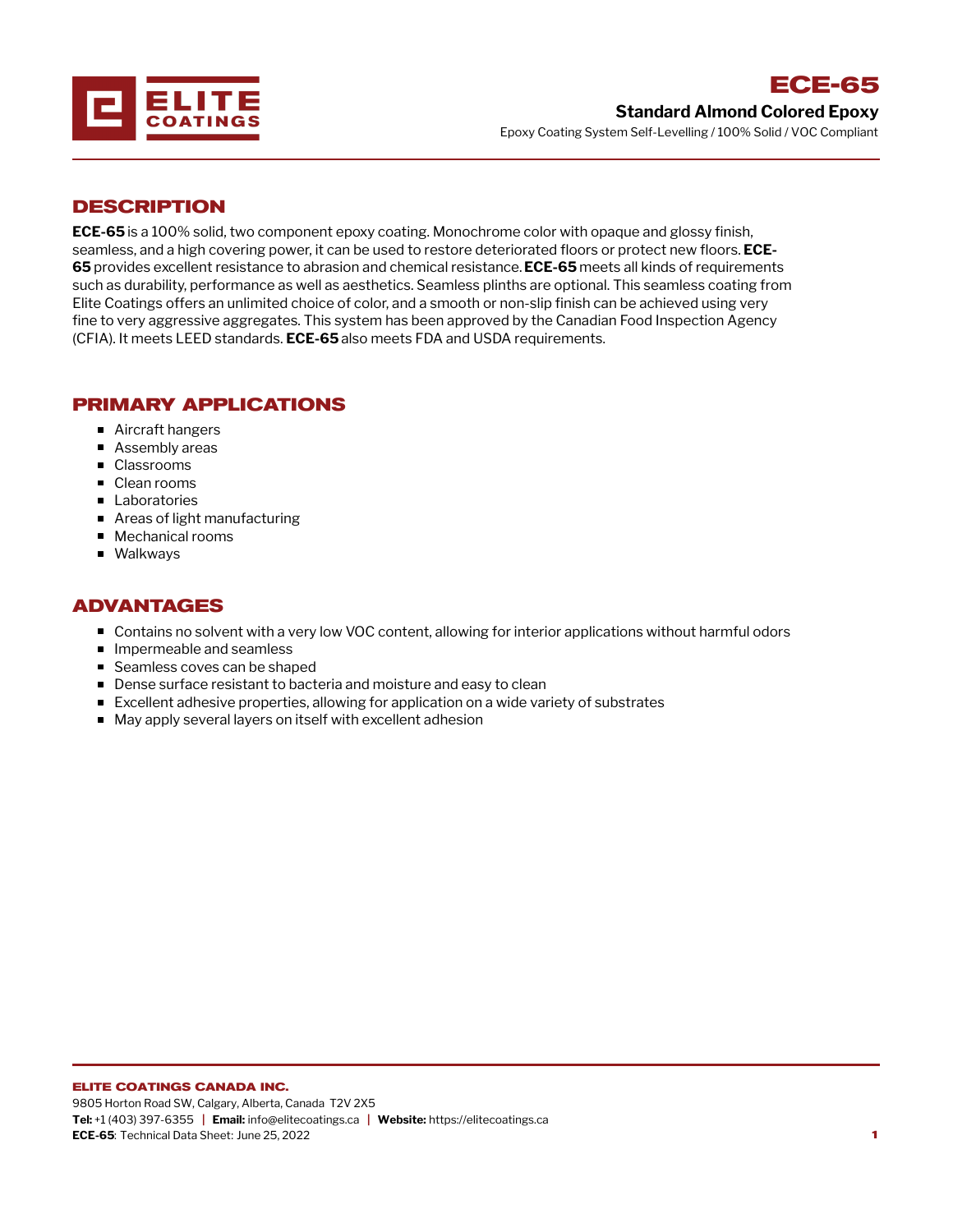ELITE COATINGS

# ECE-65

## Standard Almond Colored Epoxy

Epoxy Coating System Self-Levelling / 100% Solid / VOC Compliant

## DESCRIPTION

**ECE-65** is a 100% solid, two component epoxy coating. Monochrome color with opaque and glossy finish, seamless, and a high covering power, it can be used to restore deteriorated floors or protect new floors. **ECE-65** provides excellent resistance to abrasion and chemical resistance. **ECE-65** meets all kinds of requirements such as durability, performance as well as aesthetics. Seamless plinths are optional. This seamless coating from Elite Coatings offers an unlimited choice of color, and a smooth or non-slip finish can be achieved using very fine to very aggressive aggregates. This system has been approved by the Canadian Food Inspection Agency (CFIA). It meets LEED standards. **ECE-65** also meets FDA and USDA requirements.

## PRIMARY APPLICATIONS

- Aircraft hangers
- Assembly areas
- Classrooms
- Clean rooms
- Laboratories
- Areas of light manufacturing
- Mechanical rooms
- Walkways

## ADVANTAGES

- Contains no solvent with a very low VOC content, allowing for interior applications without harmful odors
- Impermeable and seamless
- Seamless coves can be shaped
- Dense surface resistant to bacteria and moisture and easy to clean
- Excellent adhesive properties, allowing for application on a wide variety of substrates
- May apply several layers on itself with excellent adhesion

**ELITE COATINGS CANADA INC.**
9805 Horton Road SW, Calgary, Alberta, Canada T2V 2X5
**Tel:** +1 (403) 397-6355 | **Email:** info@elitecoatings.ca | **Website:** https://elitecoatings.ca
**ECE-65**: Technical Data Sheet: June 25, 2022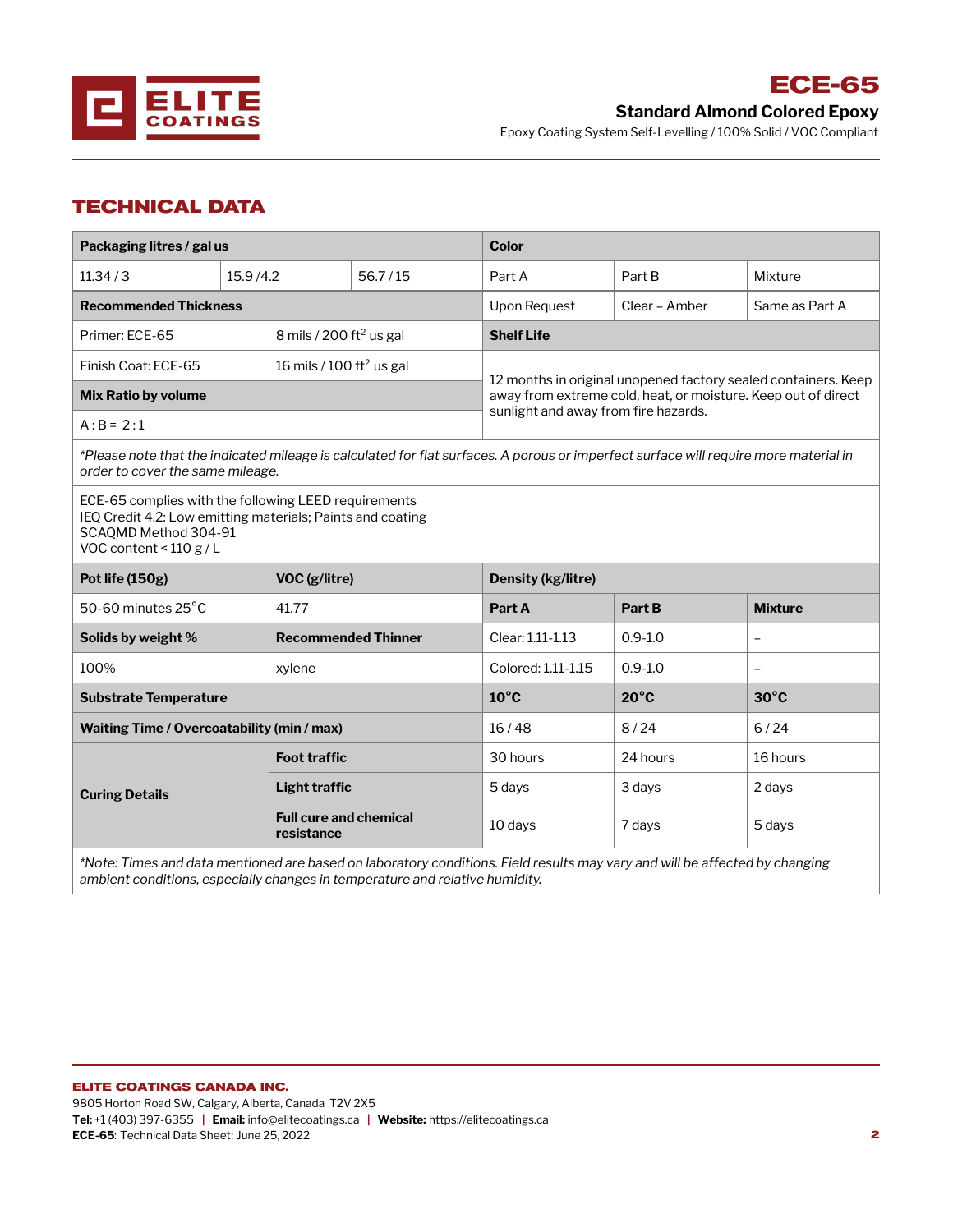# ECE-65

## Standard Almond Colored Epoxy

Epoxy Coating System Self-Levelling / 100% Solid / VOC Compliant

## TECHNICAL DATA

| **Packaging litres / gal us** | | | **Color** | | |
|---|---|---|---|---|---|
| 11.34 / 3 | 15.9 /4.2 | 56.7 / 15 | Part A | Part B | Mixture |
| **Recommended Thickness** | | | Upon Request | Clear – Amber | Same as Part A |
| Primer: ECE-65 | 8 mils / 200 ft$^2$ us gal | | **Shelf Life** | | |
| Finish Coat: ECE-65 | 16 mils / 100 ft$^2$ us gal | | 12 months in original unopened factory sealed containers. Keep away from extreme cold, heat, or moisture. Keep out of direct sunlight and away from fire hazards. | | |
| **Mix Ratio by volume** | | | | | |
| A : B = 2 : 1 | | | | | |

*\*Please note that the indicated mileage is calculated for flat surfaces. A porous or imperfect surface will require more material in order to cover the same mileage.*

ECE-65 complies with the following LEED requirements
IEQ Credit 4.2: Low emitting materials; Paints and coating
SCAQMD Method 304-91
VOC content < 110 g / L

| **Pot life (150g)** | **VOC (g/litre)** | **Density (kg/litre)** | | |
|---|---|---|---|---|
| 50-60 minutes 25°C | 41.77 | **Part A** | **Part B** | **Mixture** |
| **Solids by weight %** | **Recommended Thinner** | Clear: 1.11-1.13 | 0.9-1.0 | – |
| 100% | xylene | Colored: 1.11-1.15 | 0.9-1.0 | – |
| **Substrate Temperature** | | **10°C** | **20°C** | **30°C** |
| **Waiting Time / Overcoatability (min / max)** | | 16 / 48 | 8 / 24 | 6 / 24 |
| **Curing Details** | **Foot traffic** | 30 hours | 24 hours | 16 hours |
| | **Light traffic** | 5 days | 3 days | 2 days |
| | **Full cure and chemical resistance** | 10 days | 7 days | 5 days |

*\*Note: Times and data mentioned are based on laboratory conditions. Field results may vary and will be affected by changing ambient conditions, especially changes in temperature and relative humidity.*

**ELITE COATINGS CANADA INC.**
9805 Horton Road SW, Calgary, Alberta, Canada T2V 2X5
**Tel:** +1 (403) 397-6355 | **Email:** info@elitecoatings.ca | **Website:** https://elitecoatings.ca
**ECE-65**: Technical Data Sheet: June 25, 2022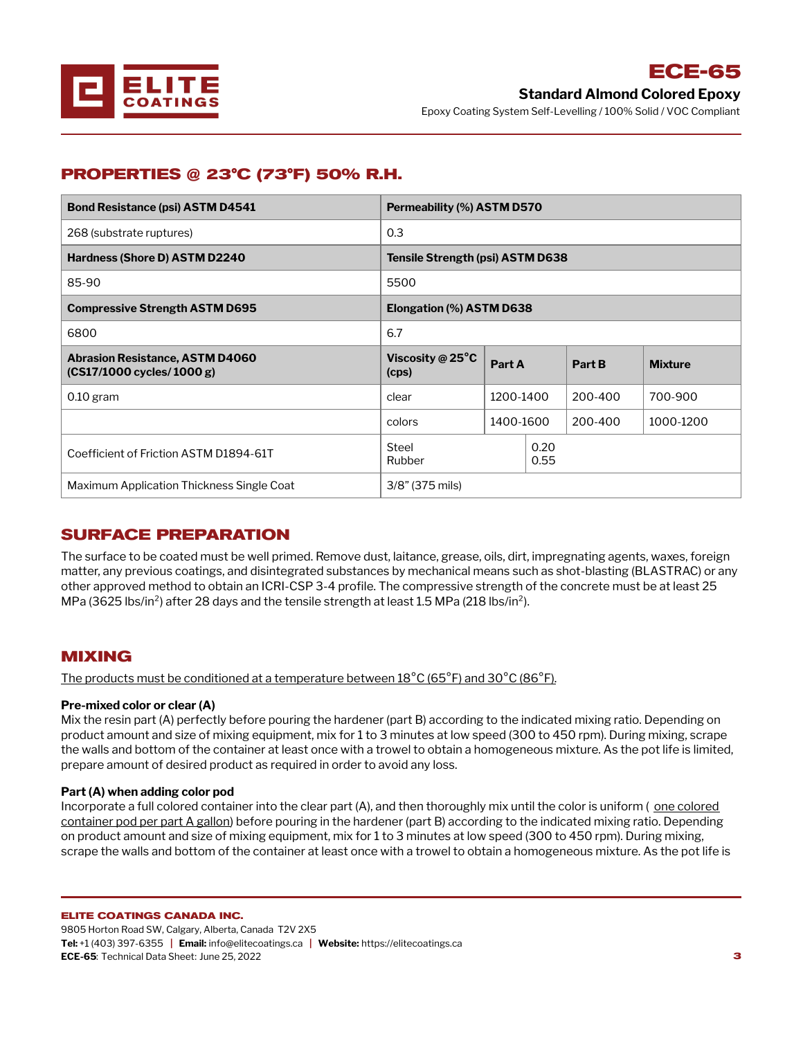## PROPERTIES @ 23°C (73°F) 50% R.H.

| Bond Resistance (psi) ASTM D4541 | Permeability (%) ASTM D570 | | | |
|---|---|---|---|---|
| 268 (substrate ruptures) | 0.3 | | | |
| **Hardness (Shore D) ASTM D2240** | **Tensile Strength (psi) ASTM D638** | | | |
| 85-90 | 5500 | | | |
| **Compressive Strength ASTM D695** | **Elongation (%) ASTM D638** | | | |
| 6800 | 6.7 | | | |
| **Abrasion Resistance, ASTM D4060 (CS17/1000 cycles/ 1000 g)** | **Viscosity @ 25°C (cps)** | **Part A** | **Part B** | **Mixture** |
| 0.10 gram | clear | 1200-1400 | 200-400 | 700-900 |
| | colors | 1400-1600 | 200-400 | 1000-1200 |
| Coefficient of Friction ASTM D1894-61T | Steel<br>Rubber | 0.20<br>0.55 | | |
| Maximum Application Thickness Single Coat | 3/8" (375 mils) | | | |

## SURFACE PREPARATION

The surface to be coated must be well primed. Remove dust, laitance, grease, oils, dirt, impregnating agents, waxes, foreign matter, any previous coatings, and disintegrated substances by mechanical means such as shot-blasting (BLASTRAC) or any other approved method to obtain an ICRI-CSP 3-4 profile. The compressive strength of the concrete must be at least 25 MPa (3625 lbs/in$^2$) after 28 days and the tensile strength at least 1.5 MPa (218 lbs/in$^2$).

## MIXING

The products must be conditioned at a temperature between 18°C (65°F) and 30°C (86°F).

**Pre-mixed color or clear (A)**

Mix the resin part (A) perfectly before pouring the hardener (part B) according to the indicated mixing ratio. Depending on product amount and size of mixing equipment, mix for 1 to 3 minutes at low speed (300 to 450 rpm). During mixing, scrape the walls and bottom of the container at least once with a trowel to obtain a homogeneous mixture. As the pot life is limited, prepare amount of desired product as required in order to avoid any loss.

**Part (A) when adding color pod**

Incorporate a full colored container into the clear part (A), and then thoroughly mix until the color is uniform ( one colored container pod per part A gallon) before pouring in the hardener (part B) according to the indicated mixing ratio. Depending on product amount and size of mixing equipment, mix for 1 to 3 minutes at low speed (300 to 450 rpm). During mixing, scrape the walls and bottom of the container at least once with a trowel to obtain a homogeneous mixture. As the pot life is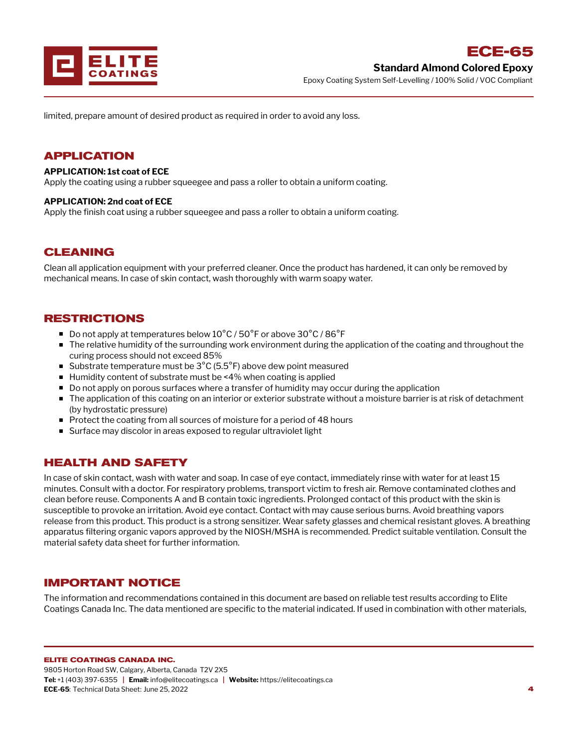limited, prepare amount of desired product as required in order to avoid any loss.

## APPLICATION

**APPLICATION: 1st coat of ECE**
Apply the coating using a rubber squeegee and pass a roller to obtain a uniform coating.

**APPLICATION: 2nd coat of ECE**
Apply the finish coat using a rubber squeegee and pass a roller to obtain a uniform coating.

## CLEANING

Clean all application equipment with your preferred cleaner. Once the product has hardened, it can only be removed by mechanical means. In case of skin contact, wash thoroughly with warm soapy water.

## RESTRICTIONS

- Do not apply at temperatures below 10°C / 50°F or above 30°C / 86°F
- The relative humidity of the surrounding work environment during the application of the coating and throughout the curing process should not exceed 85%
- Substrate temperature must be 3°C (5.5°F) above dew point measured
- Humidity content of substrate must be <4% when coating is applied
- Do not apply on porous surfaces where a transfer of humidity may occur during the application
- The application of this coating on an interior or exterior substrate without a moisture barrier is at risk of detachment (by hydrostatic pressure)
- Protect the coating from all sources of moisture for a period of 48 hours
- Surface may discolor in areas exposed to regular ultraviolet light

## HEALTH AND SAFETY

In case of skin contact, wash with water and soap. In case of eye contact, immediately rinse with water for at least 15 minutes. Consult with a doctor. For respiratory problems, transport victim to fresh air. Remove contaminated clothes and clean before reuse. Components A and B contain toxic ingredients. Prolonged contact of this product with the skin is susceptible to provoke an irritation. Avoid eye contact. Contact with may cause serious burns. Avoid breathing vapors release from this product. This product is a strong sensitizer. Wear safety glasses and chemical resistant gloves. A breathing apparatus filtering organic vapors approved by the NIOSH/MSHA is recommended. Predict suitable ventilation. Consult the material safety data sheet for further information.

## IMPORTANT NOTICE

The information and recommendations contained in this document are based on reliable test results according to Elite Coatings Canada Inc. The data mentioned are specific to the material indicated. If used in combination with other materials,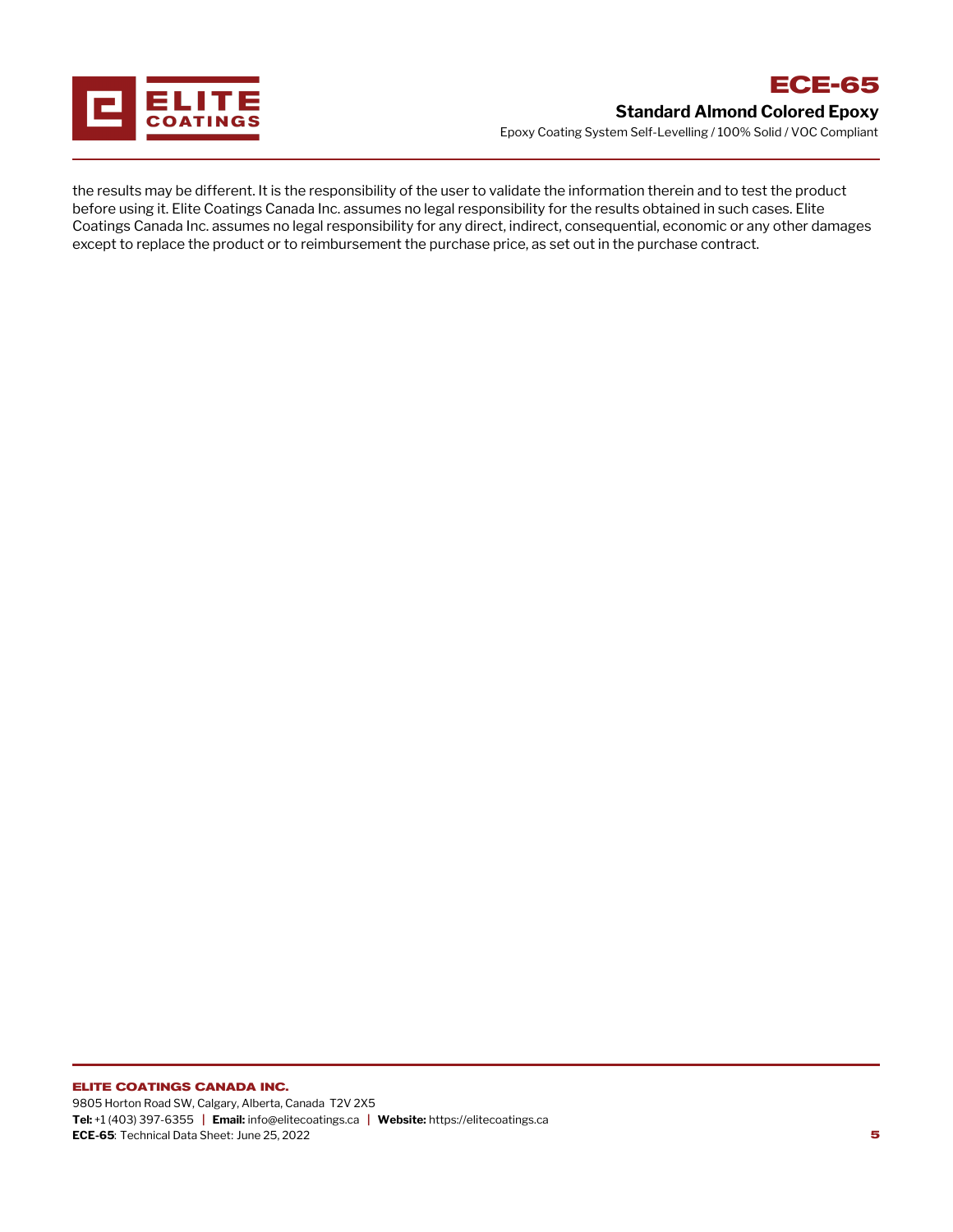the results may be different. It is the responsibility of the user to validate the information therein and to test the product before using it. Elite Coatings Canada Inc. assumes no legal responsibility for the results obtained in such cases. Elite Coatings Canada Inc. assumes no legal responsibility for any direct, indirect, consequential, economic or any other damages except to replace the product or to reimbursement the purchase price, as set out in the purchase contract.